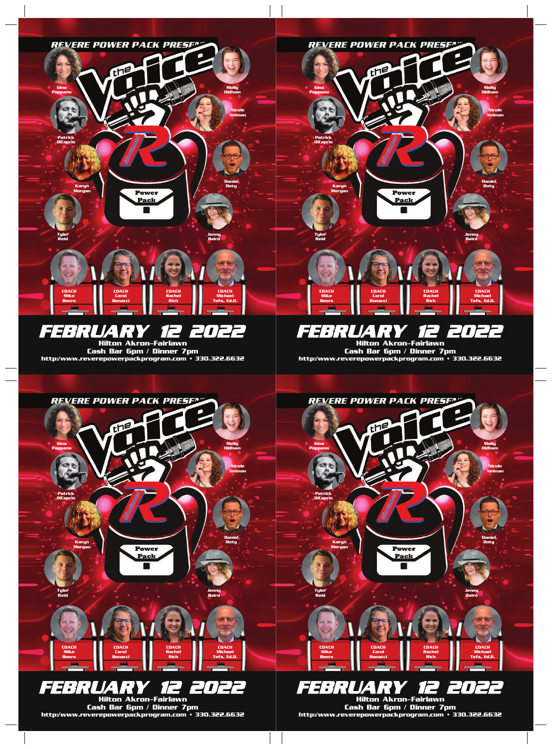REVERE POWER PACK PRESENTS

# the Voice

Gina Pappano

Molly Oldham

Patrick DiCaprio

Nicole Neiman

Karyn Morgan

Daniel Doty

Tyler Reid

Jenny Baird

Power Pack

COACH Mike Beers

COACH Carol Bonacci

COACH Rachel Rich

COACH Michael Tefs, Ed.D.

## FEBRUARY 12 2022

Hilton Akron-Fairlawn

Cash Bar 6pm / Dinner 7pm

http:/www.reverepowerpackprogram.com • 330.322.6632

---

REVERE POWER PACK PRESENTS

# the Voice

Gina Pappano

Molly Oldham

Patrick DiCaprio

Nicole Neiman

Karyn Morgan

Daniel Doty

Tyler Reid

Jenny Baird

Power Pack

COACH Mike Beers

COACH Carol Bonacci

COACH Rachel Rich

COACH Michael Tefs, Ed.D.

## FEBRUARY 12 2022

Hilton Akron-Fairlawn

Cash Bar 6pm / Dinner 7pm

http:/www.reverepowerpackprogram.com • 330.322.6632

---

REVERE POWER PACK PRESENTS

# the Voice

Gina Pappano

Molly Oldham

Patrick DiCaprio

Nicole Neiman

Karyn Morgan

Daniel Doty

Tyler Reid

Jenny Baird

Power Pack

COACH Mike Beers

COACH Carol Bonacci

COACH Rachel Rich

COACH Michael Tefs, Ed.D.

## FEBRUARY 12 2022

Hilton Akron-Fairlawn

Cash Bar 6pm / Dinner 7pm

http:/www.reverepowerpackprogram.com • 330.322.6632

---

REVERE POWER PACK PRESENTS

# the Voice

Gina Pappano

Molly Oldham

Patrick DiCaprio

Nicole Neiman

Karyn Morgan

Daniel Doty

Tyler Reid

Jenny Baird

Power Pack

COACH Mike Beers

COACH Carol Bonacci

COACH Rachel Rich

COACH Michael Tefs, Ed.D.

## FEBRUARY 12 2022

Hilton Akron-Fairlawn

Cash Bar 6pm / Dinner 7pm

http:/www.reverepowerpackprogram.com • 330.322.6632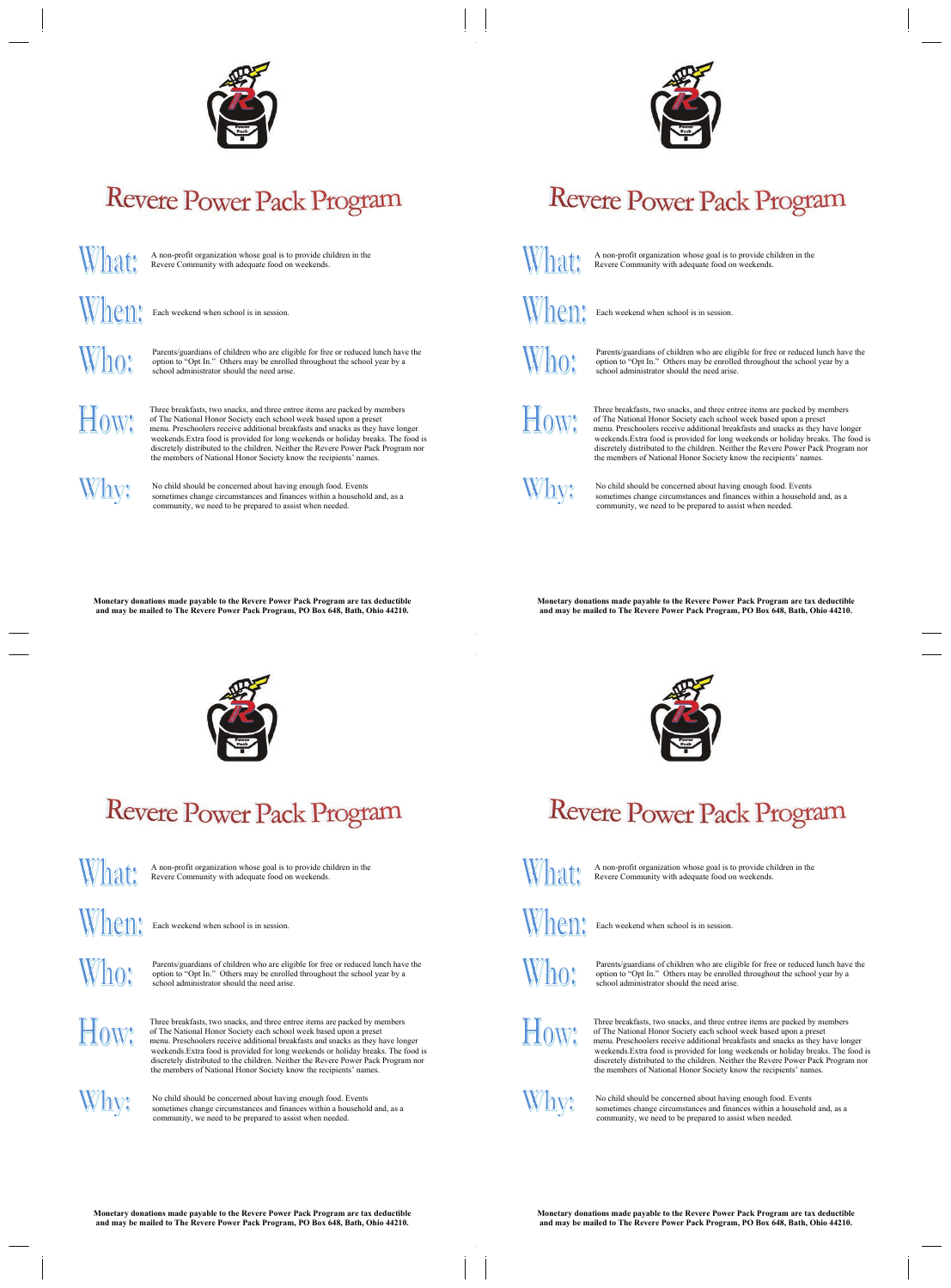# Revere Power Pack Program

**What:** A non-profit organization whose goal is to provide children in the Revere Community with adequate food on weekends.

**When:** Each weekend when school is in session.

**Who:** Parents/guardians of children who are eligible for free or reduced lunch have the option to "Opt In." Others may be enrolled throughout the school year by a school administrator should the need arise.

**How:** Three breakfasts, two snacks, and three entree items are packed by members of The National Honor Society each school week based upon a preset menu. Preschoolers receive additional breakfasts and snacks as they have longer weekends.Extra food is provided for long weekends or holiday breaks. The food is discretely distributed to the children. Neither the Revere Power Pack Program nor the members of National Honor Society know the recipients' names.

**Why:** No child should be concerned about having enough food. Events sometimes change circumstances and finances within a household and, as a community, we need to be prepared to assist when needed.

**Monetary donations made payable to the Revere Power Pack Program are tax deductible and may be mailed to The Revere Power Pack Program, PO Box 648, Bath, Ohio 44210.**

# Revere Power Pack Program

**What:** A non-profit organization whose goal is to provide children in the Revere Community with adequate food on weekends.

**When:** Each weekend when school is in session.

**Who:** Parents/guardians of children who are eligible for free or reduced lunch have the option to "Opt In." Others may be enrolled throughout the school year by a school administrator should the need arise.

**How:** Three breakfasts, two snacks, and three entree items are packed by members of The National Honor Society each school week based upon a preset menu. Preschoolers receive additional breakfasts and snacks as they have longer weekends.Extra food is provided for long weekends or holiday breaks. The food is discretely distributed to the children. Neither the Revere Power Pack Program nor the members of National Honor Society know the recipients' names.

**Why:** No child should be concerned about having enough food. Events sometimes change circumstances and finances within a household and, as a community, we need to be prepared to assist when needed.

**Monetary donations made payable to the Revere Power Pack Program are tax deductible and may be mailed to The Revere Power Pack Program, PO Box 648, Bath, Ohio 44210.**

# Revere Power Pack Program

**What:** A non-profit organization whose goal is to provide children in the Revere Community with adequate food on weekends.

**When:** Each weekend when school is in session.

**Who:** Parents/guardians of children who are eligible for free or reduced lunch have the option to "Opt In." Others may be enrolled throughout the school year by a school administrator should the need arise.

**How:** Three breakfasts, two snacks, and three entree items are packed by members of The National Honor Society each school week based upon a preset menu. Preschoolers receive additional breakfasts and snacks as they have longer weekends.Extra food is provided for long weekends or holiday breaks. The food is discretely distributed to the children. Neither the Revere Power Pack Program nor the members of National Honor Society know the recipients' names.

**Why:** No child should be concerned about having enough food. Events sometimes change circumstances and finances within a household and, as a community, we need to be prepared to assist when needed.

**Monetary donations made payable to the Revere Power Pack Program are tax deductible and may be mailed to The Revere Power Pack Program, PO Box 648, Bath, Ohio 44210.**

# Revere Power Pack Program

**What:** A non-profit organization whose goal is to provide children in the Revere Community with adequate food on weekends.

**When:** Each weekend when school is in session.

**Who:** Parents/guardians of children who are eligible for free or reduced lunch have the option to "Opt In." Others may be enrolled throughout the school year by a school administrator should the need arise.

**How:** Three breakfasts, two snacks, and three entree items are packed by members of The National Honor Society each school week based upon a preset menu. Preschoolers receive additional breakfasts and snacks as they have longer weekends.Extra food is provided for long weekends or holiday breaks. The food is discretely distributed to the children. Neither the Revere Power Pack Program nor the members of National Honor Society know the recipients' names.

**Why:** No child should be concerned about having enough food. Events sometimes change circumstances and finances within a household and, as a community, we need to be prepared to assist when needed.

**Monetary donations made payable to the Revere Power Pack Program are tax deductible and may be mailed to The Revere Power Pack Program, PO Box 648, Bath, Ohio 44210.**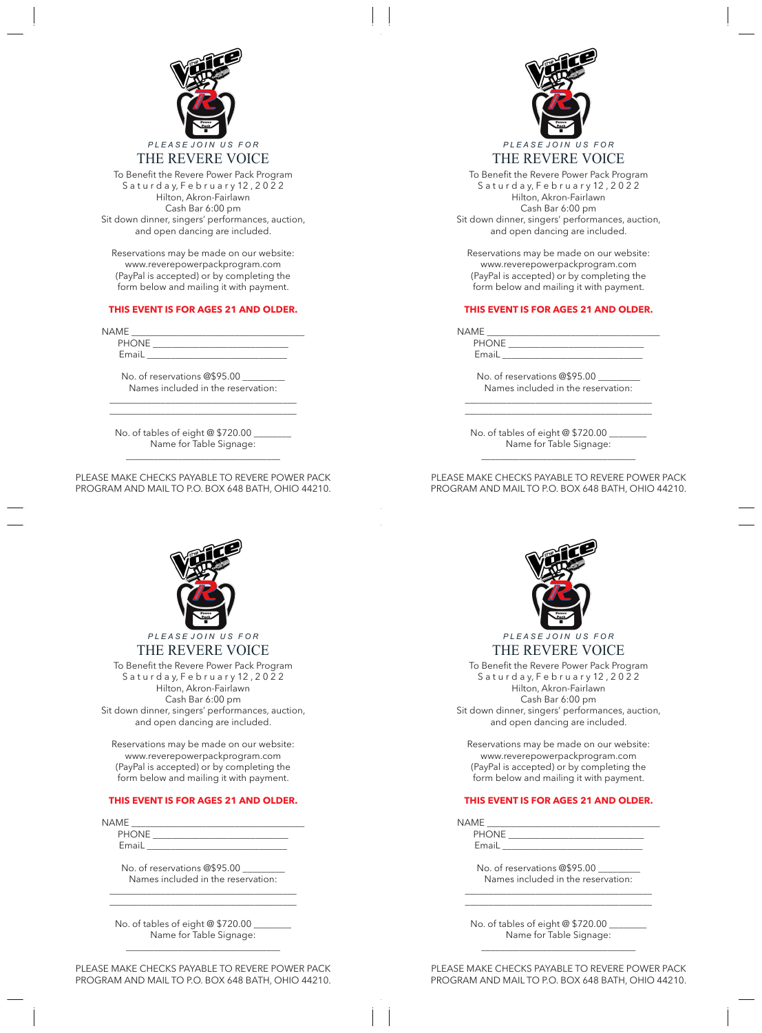*PLEASE JOIN US FOR*

# THE REVERE VOICE

To Benefit the Revere Power Pack Program
Saturday, February 12, 2022
Hilton, Akron-Fairlawn
Cash Bar 6:00 pm
Sit down dinner, singers' performances, auction, and open dancing are included.

Reservations may be made on our website: www.reverepowerpackprogram.com (PayPal is accepted) or by completing the form below and mailing it with payment.

**THIS EVENT IS FOR AGES 21 AND OLDER.**

NAME ___________________________________
PHONE ____________________________
EmaiL ____________________________

No. of reservations @$95.00 _________
Names included in the reservation:
______________________________________
______________________________________

No. of tables of eight @ $720.00 ________
Name for Table Signage:
______________________________

PLEASE MAKE CHECKS PAYABLE TO REVERE POWER PACK PROGRAM AND MAIL TO P.O. BOX 648 BATH, OHIO 44210.

*PLEASE JOIN US FOR*

# THE REVERE VOICE

To Benefit the Revere Power Pack Program
Saturday, February 12, 2022
Hilton, Akron-Fairlawn
Cash Bar 6:00 pm
Sit down dinner, singers' performances, auction, and open dancing are included.

Reservations may be made on our website: www.reverepowerpackprogram.com (PayPal is accepted) or by completing the form below and mailing it with payment.

**THIS EVENT IS FOR AGES 21 AND OLDER.**

NAME ___________________________________
PHONE ____________________________
EmaiL ____________________________

No. of reservations @$95.00 _________
Names included in the reservation:
______________________________________
______________________________________

No. of tables of eight @ $720.00 ________
Name for Table Signage:
______________________________

PLEASE MAKE CHECKS PAYABLE TO REVERE POWER PACK PROGRAM AND MAIL TO P.O. BOX 648 BATH, OHIO 44210.

*PLEASE JOIN US FOR*

# THE REVERE VOICE

To Benefit the Revere Power Pack Program
Saturday, February 12, 2022
Hilton, Akron-Fairlawn
Cash Bar 6:00 pm
Sit down dinner, singers' performances, auction, and open dancing are included.

Reservations may be made on our website: www.reverepowerpackprogram.com (PayPal is accepted) or by completing the form below and mailing it with payment.

**THIS EVENT IS FOR AGES 21 AND OLDER.**

NAME ___________________________________
PHONE ____________________________
EmaiL ____________________________

No. of reservations @$95.00 _________
Names included in the reservation:
______________________________________
______________________________________

No. of tables of eight @ $720.00 ________
Name for Table Signage:
______________________________

PLEASE MAKE CHECKS PAYABLE TO REVERE POWER PACK PROGRAM AND MAIL TO P.O. BOX 648 BATH, OHIO 44210.

*PLEASE JOIN US FOR*

# THE REVERE VOICE

To Benefit the Revere Power Pack Program
Saturday, February 12, 2022
Hilton, Akron-Fairlawn
Cash Bar 6:00 pm
Sit down dinner, singers' performances, auction, and open dancing are included.

Reservations may be made on our website: www.reverepowerpackprogram.com (PayPal is accepted) or by completing the form below and mailing it with payment.

**THIS EVENT IS FOR AGES 21 AND OLDER.**

NAME ___________________________________
PHONE ____________________________
EmaiL ____________________________

No. of reservations @$95.00 _________
Names included in the reservation:
______________________________________
______________________________________

No. of tables of eight @ $720.00 ________
Name for Table Signage:
______________________________

PLEASE MAKE CHECKS PAYABLE TO REVERE POWER PACK PROGRAM AND MAIL TO P.O. BOX 648 BATH, OHIO 44210.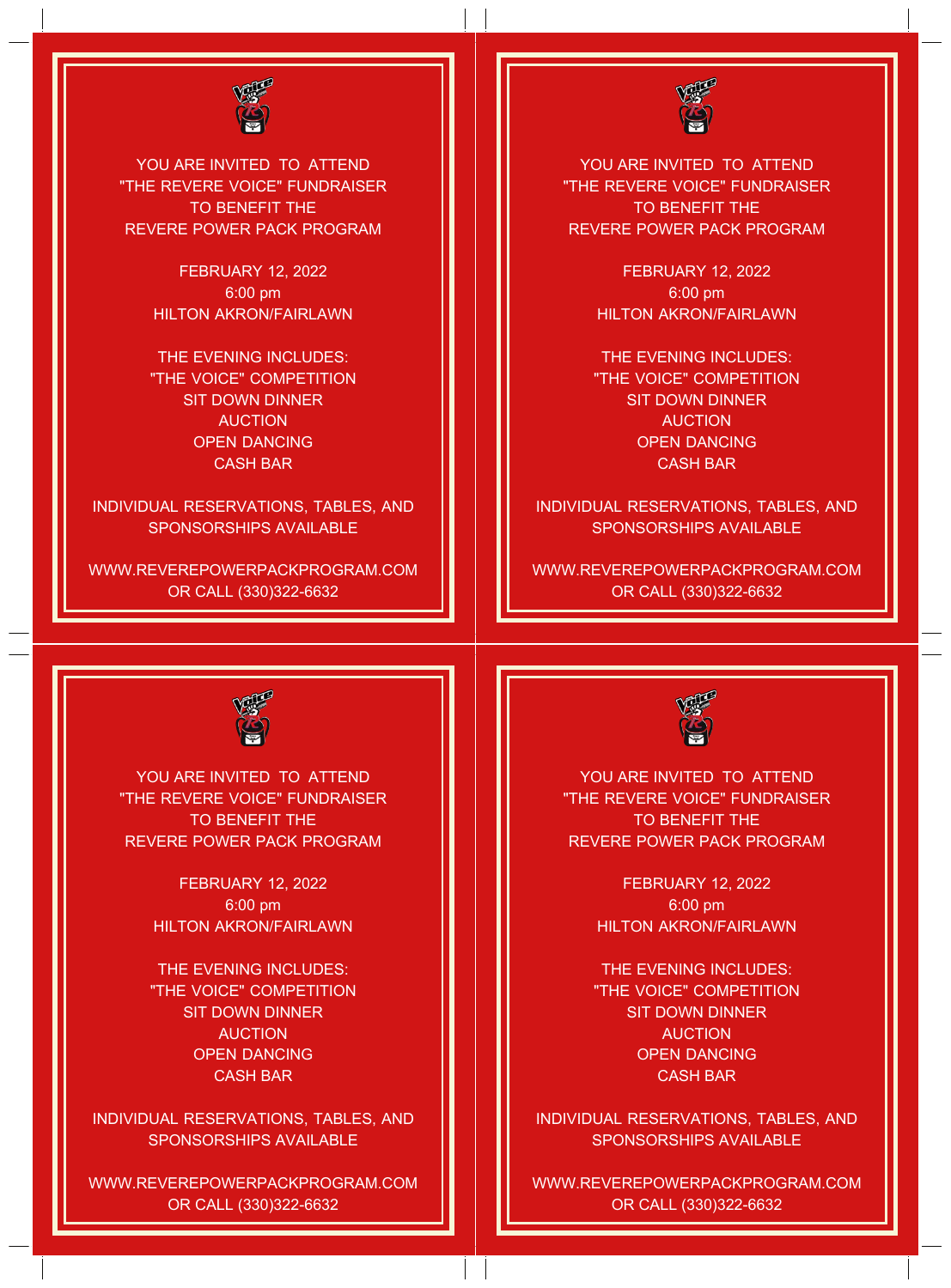YOU ARE INVITED TO ATTEND
"THE REVERE VOICE" FUNDRAISER
TO BENEFIT THE
REVERE POWER PACK PROGRAM

FEBRUARY 12, 2022
6:00 pm
HILTON AKRON/FAIRLAWN

THE EVENING INCLUDES:
"THE VOICE" COMPETITION
SIT DOWN DINNER
AUCTION
OPEN DANCING
CASH BAR

INDIVIDUAL RESERVATIONS, TABLES, AND SPONSORSHIPS AVAILABLE

WWW.REVEREPOWERPACKPROGRAM.COM
OR CALL (330)322-6632

YOU ARE INVITED TO ATTEND
"THE REVERE VOICE" FUNDRAISER
TO BENEFIT THE
REVERE POWER PACK PROGRAM

FEBRUARY 12, 2022
6:00 pm
HILTON AKRON/FAIRLAWN

THE EVENING INCLUDES:
"THE VOICE" COMPETITION
SIT DOWN DINNER
AUCTION
OPEN DANCING
CASH BAR

INDIVIDUAL RESERVATIONS, TABLES, AND SPONSORSHIPS AVAILABLE

WWW.REVEREPOWERPACKPROGRAM.COM
OR CALL (330)322-6632

YOU ARE INVITED TO ATTEND
"THE REVERE VOICE" FUNDRAISER
TO BENEFIT THE
REVERE POWER PACK PROGRAM

FEBRUARY 12, 2022
6:00 pm
HILTON AKRON/FAIRLAWN

THE EVENING INCLUDES:
"THE VOICE" COMPETITION
SIT DOWN DINNER
AUCTION
OPEN DANCING
CASH BAR

INDIVIDUAL RESERVATIONS, TABLES, AND SPONSORSHIPS AVAILABLE

WWW.REVEREPOWERPACKPROGRAM.COM
OR CALL (330)322-6632

YOU ARE INVITED TO ATTEND
"THE REVERE VOICE" FUNDRAISER
TO BENEFIT THE
REVERE POWER PACK PROGRAM

FEBRUARY 12, 2022
6:00 pm
HILTON AKRON/FAIRLAWN

THE EVENING INCLUDES:
"THE VOICE" COMPETITION
SIT DOWN DINNER
AUCTION
OPEN DANCING
CASH BAR

INDIVIDUAL RESERVATIONS, TABLES, AND SPONSORSHIPS AVAILABLE

WWW.REVEREPOWERPACKPROGRAM.COM
OR CALL (330)322-6632